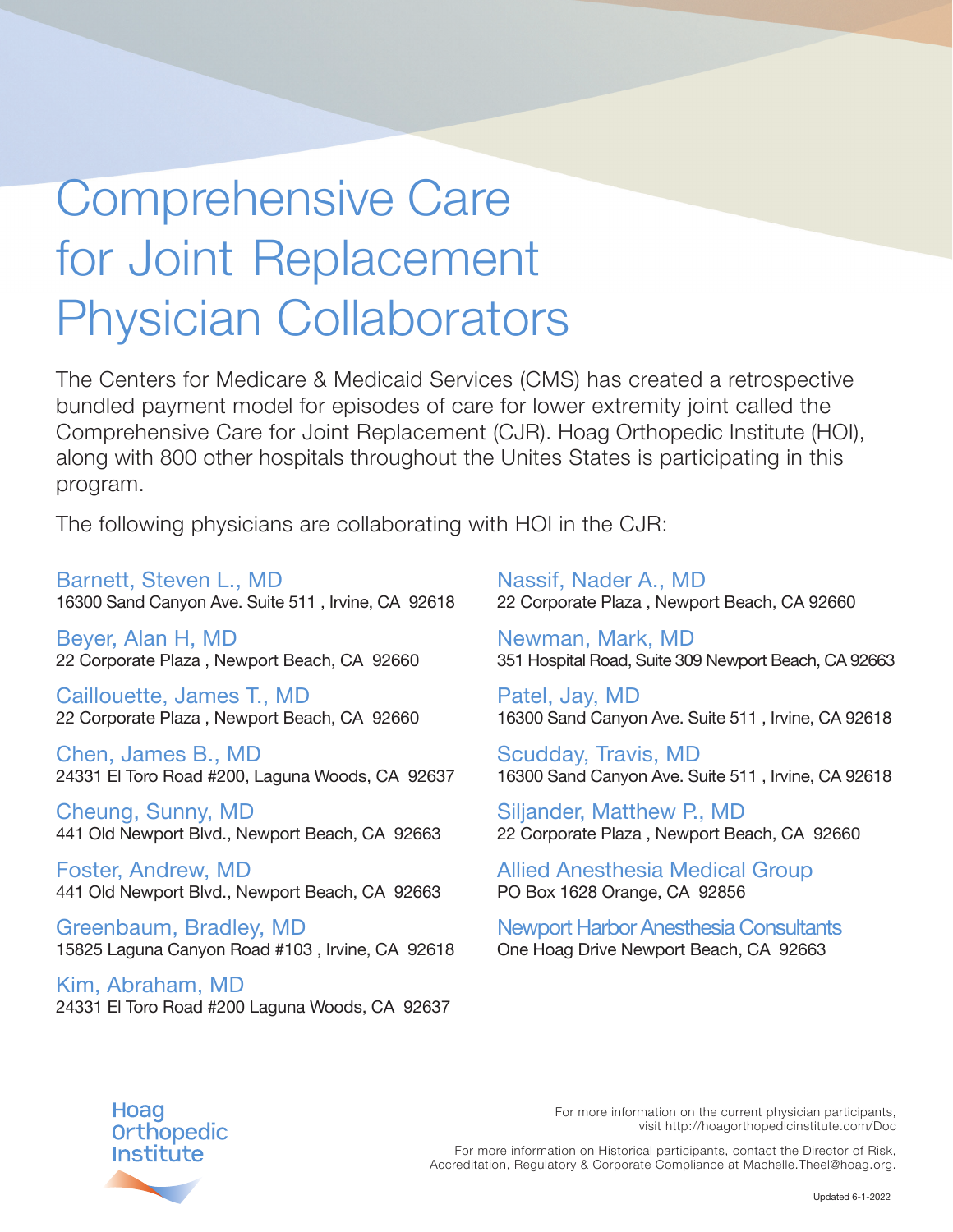# Comprehensive Care for Joint Replacement Physician Collaborators

The Centers for Medicare & Medicaid Services (CMS) has created a retrospective bundled payment model for episodes of care for lower extremity joint called the Comprehensive Care for Joint Replacement (CJR). Hoag Orthopedic Institute (HOI), along with 800 other hospitals throughout the Unites States is participating in this program.

The following physicians are collaborating with HOI in the CJR:

**Barnett, Steven L., MD**
16300 Sand Canyon Ave. Suite 511 , Irvine, CA 92618

**Beyer, Alan H, MD**
22 Corporate Plaza , Newport Beach, CA 92660

**Caillouette, James T., MD**
22 Corporate Plaza , Newport Beach, CA 92660

**Chen, James B., MD**
24331 El Toro Road #200, Laguna Woods, CA 92637

**Cheung, Sunny, MD**
441 Old Newport Blvd., Newport Beach, CA 92663

**Foster, Andrew, MD**
441 Old Newport Blvd., Newport Beach, CA 92663

**Greenbaum, Bradley, MD**
15825 Laguna Canyon Road #103 , Irvine, CA 92618

**Kim, Abraham, MD**
24331 El Toro Road #200 Laguna Woods, CA 92637

**Nassif, Nader A., MD**
22 Corporate Plaza , Newport Beach, CA 92660

**Newman, Mark, MD**
351 Hospital Road, Suite 309 Newport Beach, CA 92663

**Patel, Jay, MD**
16300 Sand Canyon Ave. Suite 511 , Irvine, CA 92618

**Scudday, Travis, MD**
16300 Sand Canyon Ave. Suite 511 , Irvine, CA 92618

**Siljander, Matthew P., MD**
22 Corporate Plaza , Newport Beach, CA 92660

**Allied Anesthesia Medical Group**
PO Box 1628 Orange, CA 92856

**Newport Harbor Anesthesia Consultants**
One Hoag Drive Newport Beach, CA 92663

Hoag Orthopedic Institute

For more information on the current physician participants, visit http://hoagorthopedicinstitute.com/Doc

For more information on Historical participants, contact the Director of Risk, Accreditation, Regulatory & Corporate Compliance at Machelle.Theel@hoag.org.

Updated 6-1-2022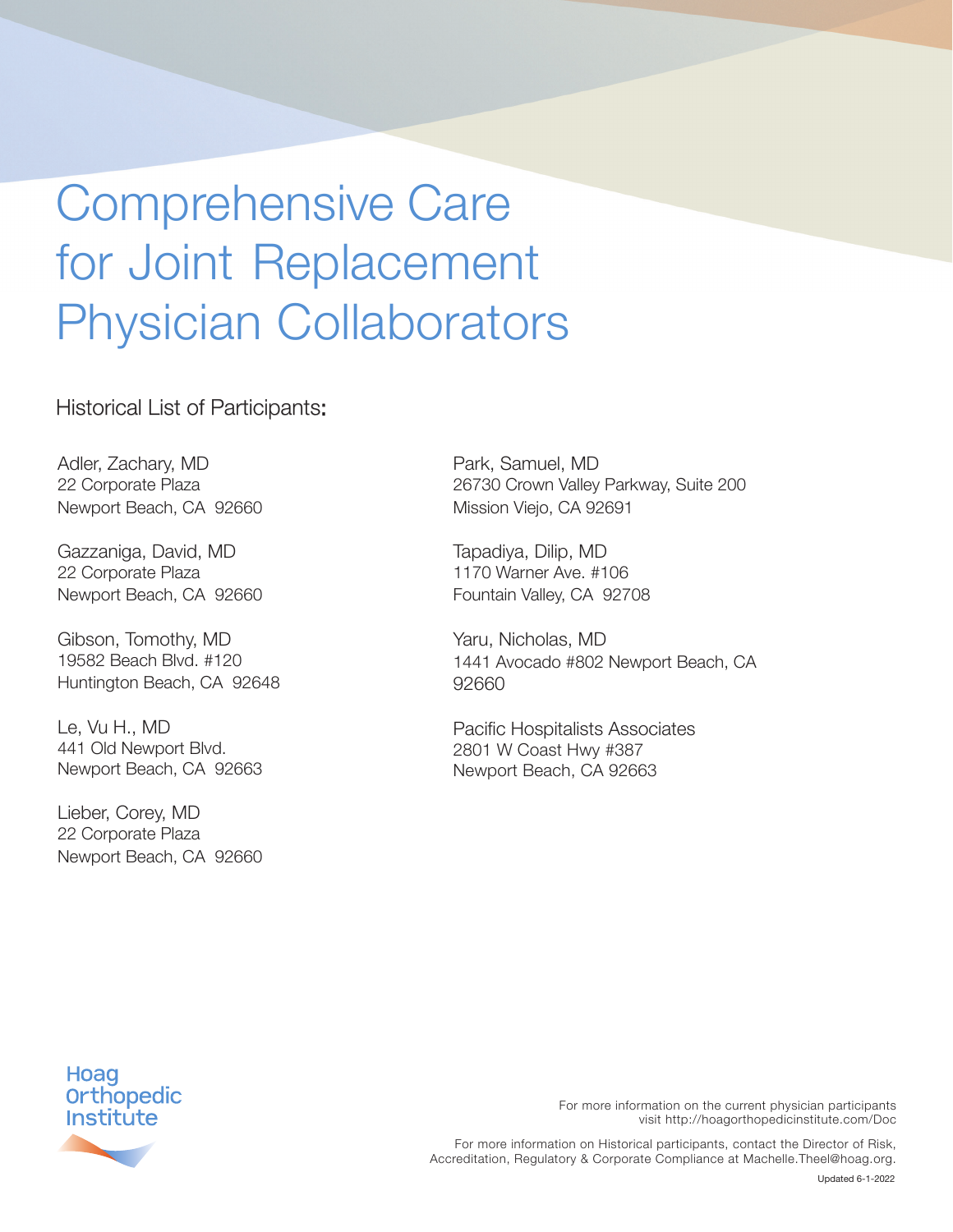# Comprehensive Care for Joint Replacement Physician Collaborators

Historical List of Participants:

Adler, Zachary, MD
22 Corporate Plaza
Newport Beach, CA 92660

Gazzaniga, David, MD
22 Corporate Plaza
Newport Beach, CA 92660

Gibson, Tomothy, MD
19582 Beach Blvd. #120
Huntington Beach, CA 92648

Le, Vu H., MD
441 Old Newport Blvd.
Newport Beach, CA 92663

Lieber, Corey, MD
22 Corporate Plaza
Newport Beach, CA 92660

Park, Samuel, MD
26730 Crown Valley Parkway, Suite 200
Mission Viejo, CA 92691

Tapadiya, Dilip, MD
1170 Warner Ave. #106
Fountain Valley, CA 92708

Yaru, Nicholas, MD
1441 Avocado #802 Newport Beach, CA
92660

Pacific Hospitalists Associates
2801 W Coast Hwy #387
Newport Beach, CA 92663

Hoag Orthopedic Institute

For more information on the current physician participants visit http://hoagorthopedicinstitute.com/Doc

For more information on Historical participants, contact the Director of Risk, Accreditation, Regulatory & Corporate Compliance at Machelle.Theel@hoag.org.

Updated 6-1-2022